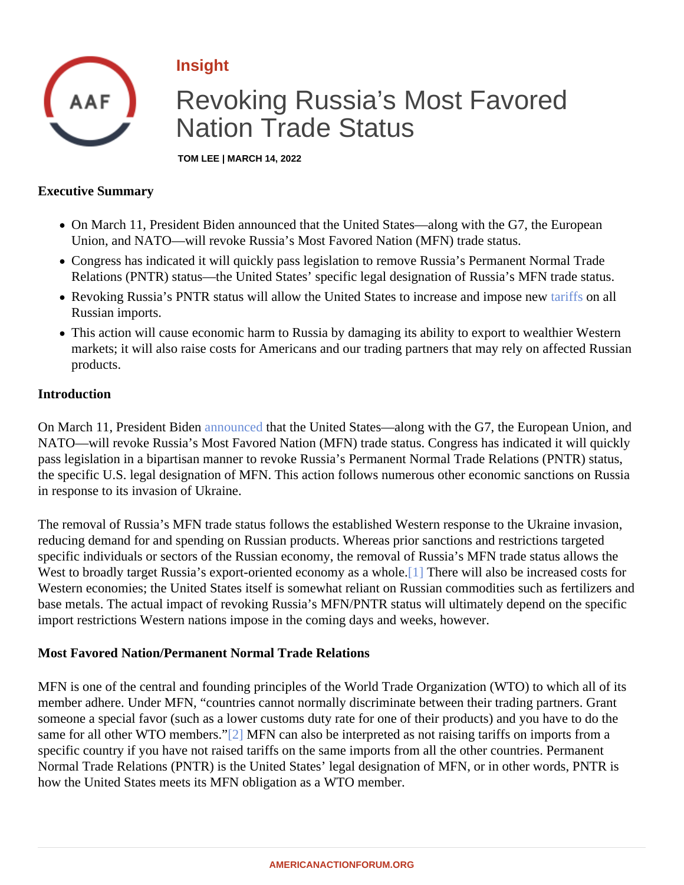Insight

# Revoking Russia's Most Favored Nation Trade Status

TOM LEE | MARCH 14, 2022

**Executive Summary**

- On March 11, President Biden announced that the United States—along with the G7, the European Union, and NATO—will revoke Russia's Most Favored Nation (MFN) trade status.
- Congress has indicated it will quickly pass legislation to remove Russia's Permanent Normal Trade Relations (PNTR) status—the United States' specific legal designation of Russia's MFN trade status.
- Revoking Russia's PNTR status will allow the United States to increase and impose new tariffs on all Russian imports.
- This action will cause economic harm to Russia by damaging its ability to export to wealthier Western markets; it will also raise costs for Americans and our trading partners that may rely on affected Russian products.

**Introduction**

On March 11, President Biden announced that the United States—along with the G7, the European Union, and NATO—will revoke Russia's Most Favored Nation (MFN) trade status. Congress has indicated it will quickly pass legislation in a bipartisan manner to revoke Russia's Permanent Normal Trade Relations (PNTR) status, the specific U.S. legal designation of MFN. This action follows numerous other economic sanctions on Russia in response to its invasion of Ukraine.

The removal of Russia's MFN trade status follows the established Western response to the Ukraine invasion, reducing demand for and spending on Russian products. Whereas prior sanctions and restrictions targeted specific individuals or sectors of the Russian economy, the removal of Russia's MFN trade status allows the West to broadly target Russia's export-oriented economy as a whole.[1] There will also be increased costs for Western economies; the United States itself is somewhat reliant on Russian commodities such as fertilizers and base metals. The actual impact of revoking Russia's MFN/PNTR status will ultimately depend on the specific import restrictions Western nations impose in the coming days and weeks, however.

**Most Favored Nation/Permanent Normal Trade Relations**

MFN is one of the central and founding principles of the World Trade Organization (WTO) to which all of its member adhere. Under MFN, "countries cannot normally discriminate between their trading partners. Grant someone a special favor (such as a lower customs duty rate for one of their products) and you have to do the same for all other WTO members."[2] MFN can also be interpreted as not raising tariffs on imports from a specific country if you have not raised tariffs on the same imports from all the other countries. Permanent Normal Trade Relations (PNTR) is the United States' legal designation of MFN, or in other words, PNTR is how the United States meets its MFN obligation as a WTO member.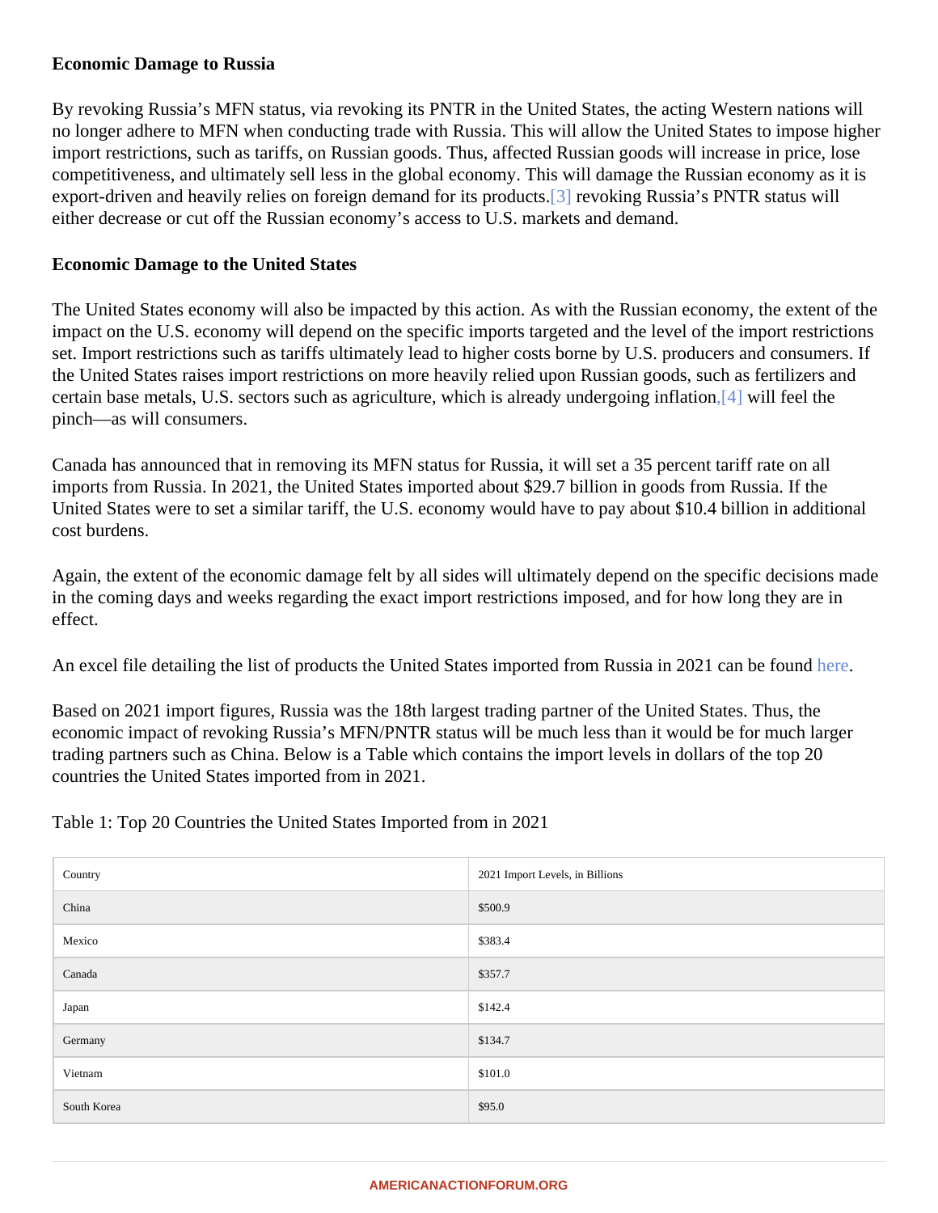**Economic Damage to Russia**

By revoking Russia's MFN status, via revoking its PNTR in the United States, the acting Western nations will no longer adhere to MFN when conducting trade with Russia. This will allow the United States to impose higher import restrictions, such as tariffs, on Russian goods. Thus, affected Russian goods will increase in price, lose competitiveness, and ultimately sell less in the global economy. This will damage the Russian economy as it is export-driven and heavily relies on foreign demand for its products.[3] revoking Russia's PNTR status will either decrease or cut off the Russian economy's access to U.S. markets and demand.

**Economic Damage to the United States**

The United States economy will also be impacted by this action. As with the Russian economy, the extent of the impact on the U.S. economy will depend on the specific imports targeted and the level of the import restrictions set. Import restrictions such as tariffs ultimately lead to higher costs borne by U.S. producers and consumers. If the United States raises import restrictions on more heavily relied upon Russian goods, such as fertilizers and certain base metals, U.S. sectors such as agriculture, which is already undergoing inflation,[4] will feel the pinch—as will consumers.

Canada has announced that in removing its MFN status for Russia, it will set a 35 percent tariff rate on all imports from Russia. In 2021, the United States imported about $29.7 billion in goods from Russia. If the United States were to set a similar tariff, the U.S. economy would have to pay about $10.4 billion in additional cost burdens.

Again, the extent of the economic damage felt by all sides will ultimately depend on the specific decisions made in the coming days and weeks regarding the exact import restrictions imposed, and for how long they are in effect.

An excel file detailing the list of products the United States imported from Russia in 2021 can be found here.

Based on 2021 import figures, Russia was the 18th largest trading partner of the United States. Thus, the economic impact of revoking Russia's MFN/PNTR status will be much less than it would be for much larger trading partners such as China. Below is a Table which contains the import levels in dollars of the top 20 countries the United States imported from in 2021.

Table 1: Top 20 Countries the United States Imported from in 2021

| Country | 2021 Import Levels, in Billions |
|---|---|
| China | $500.9 |
| Mexico | $383.4 |
| Canada | $357.7 |
| Japan | $142.4 |
| Germany | $134.7 |
| Vietnam | $101.0 |
| South Korea | $95.0 |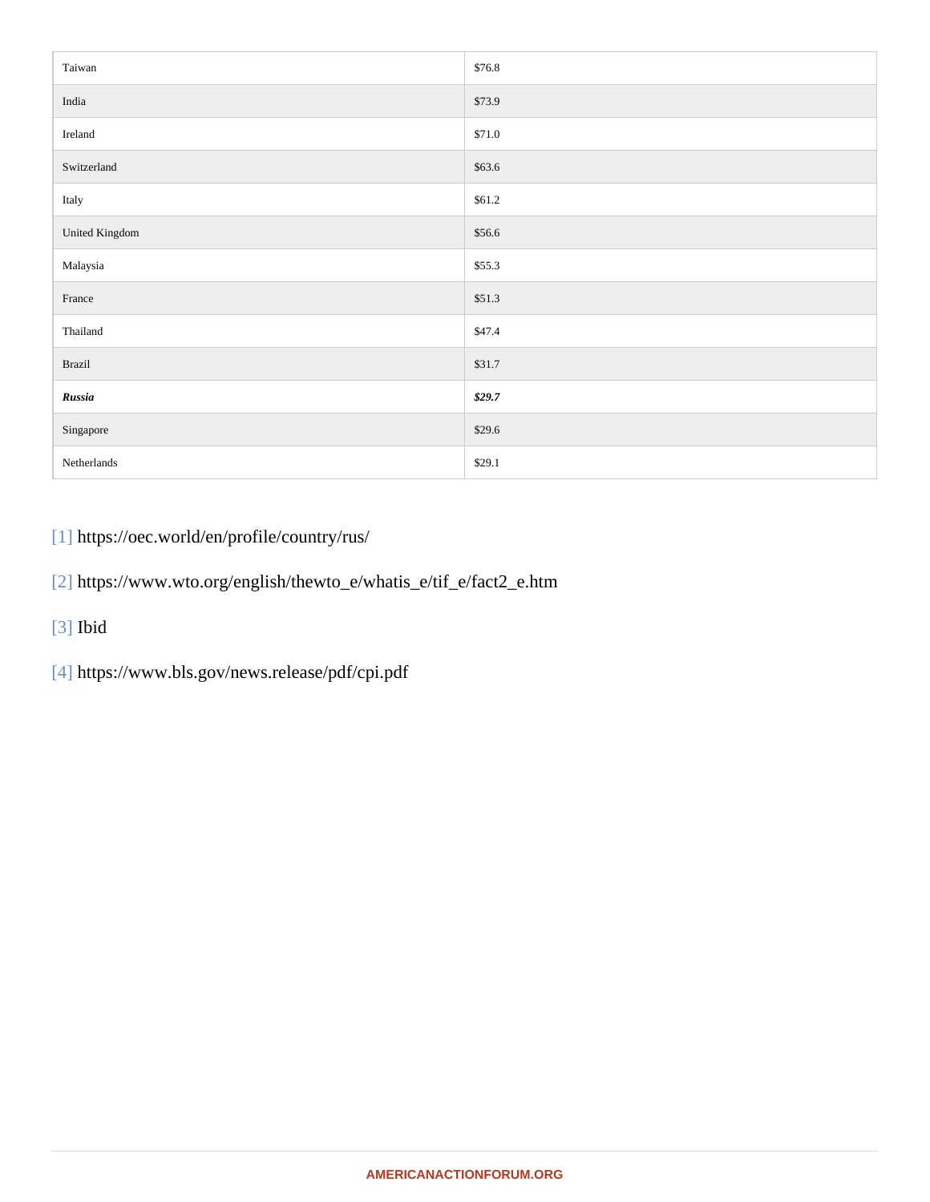| | |
|---|---|
| Taiwan | $76.8 |
| India | $73.9 |
| Ireland | $71.0 |
| Switzerland | $63.6 |
| Italy | $61.2 |
| United Kingdom | $56.6 |
| Malaysia | $55.3 |
| France | $51.3 |
| Thailand | $47.4 |
| Brazil | $31.7 |
| ***Russia*** | ***$29.7*** |
| Singapore | $29.6 |
| Netherlands | $29.1 |

[1] https://oec.world/en/profile/country/rus/

[2] https://www.wto.org/english/thewto_e/whatis_e/tif_e/fact2_e.htm

[3] Ibid

[4] https://www.bls.gov/news.release/pdf/cpi.pdf